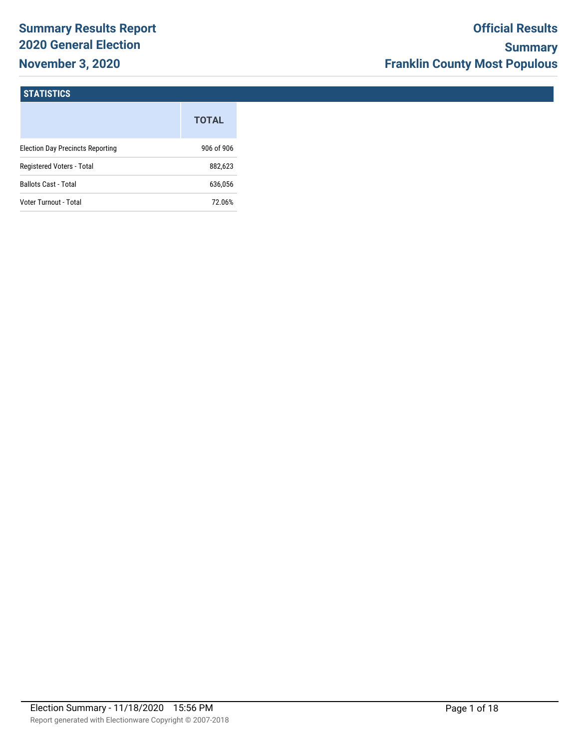# Summary Results Report
## 2020 General Election
## November 3, 2020

## Official Results
## Summary
## Franklin County Most Populous

### STATISTICS

| | TOTAL |
|---|---|
| Election Day Precincts Reporting | 906 of 906 |
| Registered Voters - Total | 882,623 |
| Ballots Cast - Total | 636,056 |
| Voter Turnout - Total | 72.06% |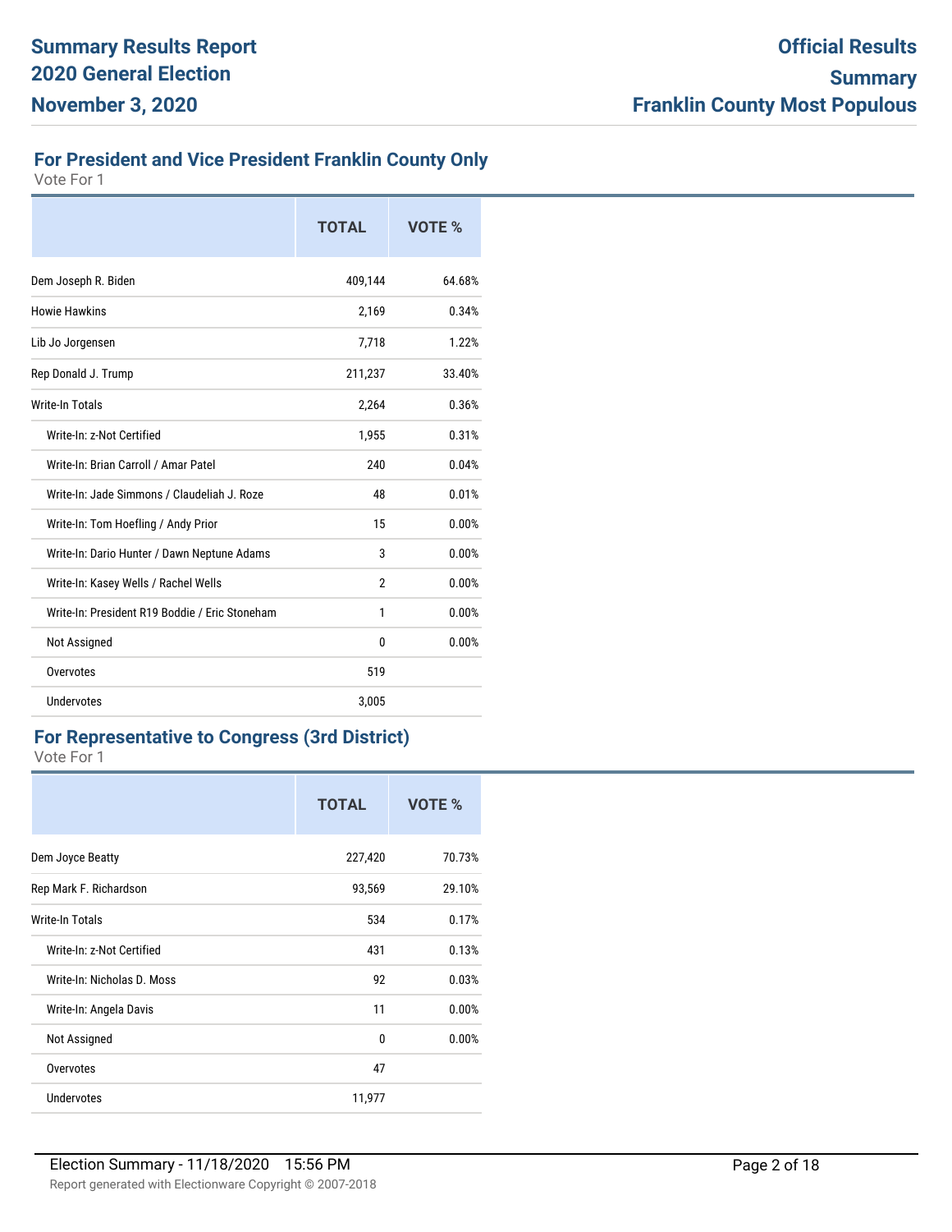## For President and Vice President Franklin County Only

Vote For 1

| | TOTAL | VOTE % |
|---|---|---|
| Dem Joseph R. Biden | 409,144 | 64.68% |
| Howie Hawkins | 2,169 | 0.34% |
| Lib Jo Jorgensen | 7,718 | 1.22% |
| Rep Donald J. Trump | 211,237 | 33.40% |
| Write-In Totals | 2,264 | 0.36% |
| Write-In: z-Not Certified | 1,955 | 0.31% |
| Write-In: Brian Carroll / Amar Patel | 240 | 0.04% |
| Write-In: Jade Simmons / Claudeliah J. Roze | 48 | 0.01% |
| Write-In: Tom Hoefling / Andy Prior | 15 | 0.00% |
| Write-In: Dario Hunter / Dawn Neptune Adams | 3 | 0.00% |
| Write-In: Kasey Wells / Rachel Wells | 2 | 0.00% |
| Write-In: President R19 Boddie / Eric Stoneham | 1 | 0.00% |
| Not Assigned | 0 | 0.00% |
| Overvotes | 519 | |
| Undervotes | 3,005 | |

## For Representative to Congress (3rd District)

Vote For 1

| | TOTAL | VOTE % |
|---|---|---|
| Dem Joyce Beatty | 227,420 | 70.73% |
| Rep Mark F. Richardson | 93,569 | 29.10% |
| Write-In Totals | 534 | 0.17% |
| Write-In: z-Not Certified | 431 | 0.13% |
| Write-In: Nicholas D. Moss | 92 | 0.03% |
| Write-In: Angela Davis | 11 | 0.00% |
| Not Assigned | 0 | 0.00% |
| Overvotes | 47 | |
| Undervotes | 11,977 | |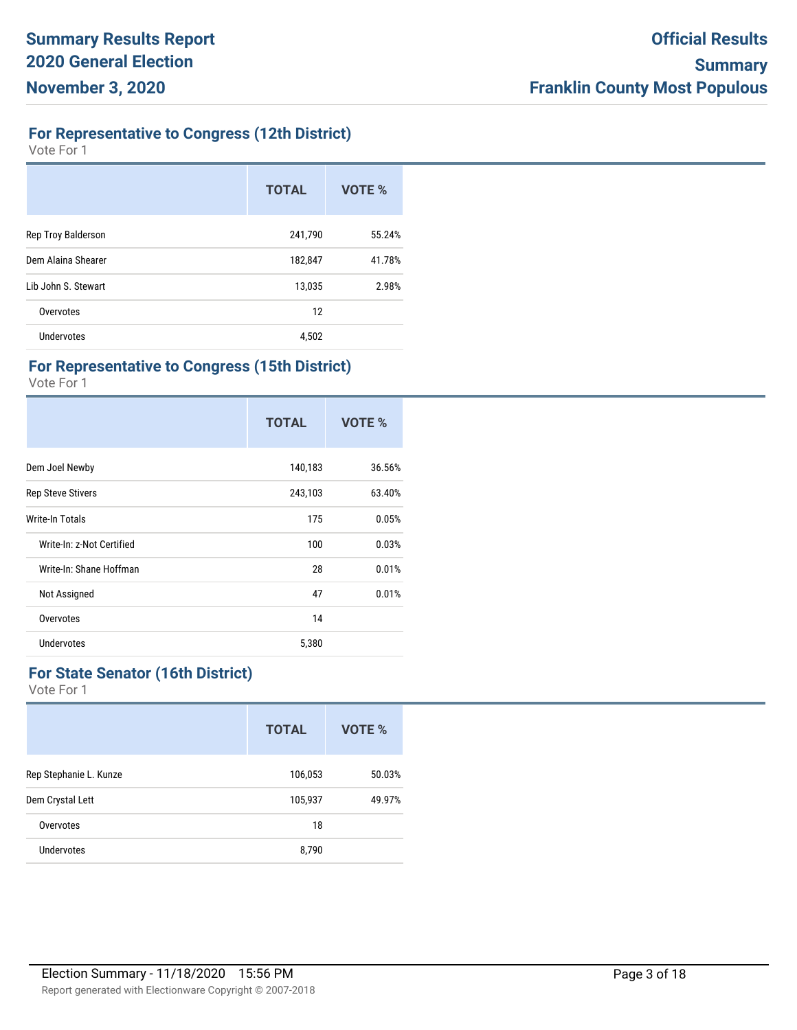## For Representative to Congress (12th District)

Vote For 1

| | TOTAL | VOTE % |
|---|---|---|
| Rep Troy Balderson | 241,790 | 55.24% |
| Dem Alaina Shearer | 182,847 | 41.78% |
| Lib John S. Stewart | 13,035 | 2.98% |
| Overvotes | 12 | |
| Undervotes | 4,502 | |

## For Representative to Congress (15th District)

Vote For 1

| | TOTAL | VOTE % |
|---|---|---|
| Dem Joel Newby | 140,183 | 36.56% |
| Rep Steve Stivers | 243,103 | 63.40% |
| Write-In Totals | 175 | 0.05% |
| Write-In: z-Not Certified | 100 | 0.03% |
| Write-In: Shane Hoffman | 28 | 0.01% |
| Not Assigned | 47 | 0.01% |
| Overvotes | 14 | |
| Undervotes | 5,380 | |

## For State Senator (16th District)

Vote For 1

| | TOTAL | VOTE % |
|---|---|---|
| Rep Stephanie L. Kunze | 106,053 | 50.03% |
| Dem Crystal Lett | 105,937 | 49.97% |
| Overvotes | 18 | |
| Undervotes | 8,790 | |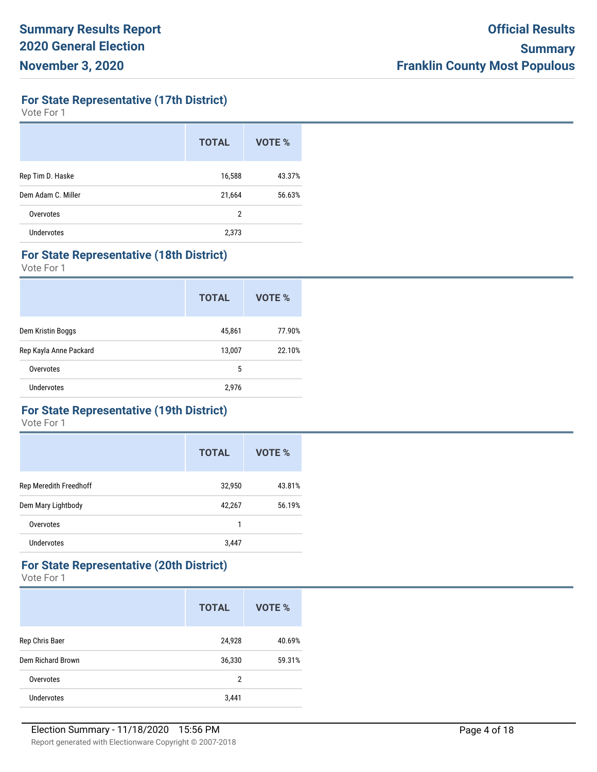## For State Representative (17th District)

Vote For 1

| | TOTAL | VOTE % |
|---|---|---|
| Rep Tim D. Haske | 16,588 | 43.37% |
| Dem Adam C. Miller | 21,664 | 56.63% |
| Overvotes | 2 | |
| Undervotes | 2,373 | |

## For State Representative (18th District)

Vote For 1

| | TOTAL | VOTE % |
|---|---|---|
| Dem Kristin Boggs | 45,861 | 77.90% |
| Rep Kayla Anne Packard | 13,007 | 22.10% |
| Overvotes | 5 | |
| Undervotes | 2,976 | |

## For State Representative (19th District)

Vote For 1

| | TOTAL | VOTE % |
|---|---|---|
| Rep Meredith Freedhoff | 32,950 | 43.81% |
| Dem Mary Lightbody | 42,267 | 56.19% |
| Overvotes | 1 | |
| Undervotes | 3,447 | |

## For State Representative (20th District)

Vote For 1

| | TOTAL | VOTE % |
|---|---|---|
| Rep Chris Baer | 24,928 | 40.69% |
| Dem Richard Brown | 36,330 | 59.31% |
| Overvotes | 2 | |
| Undervotes | 3,441 | |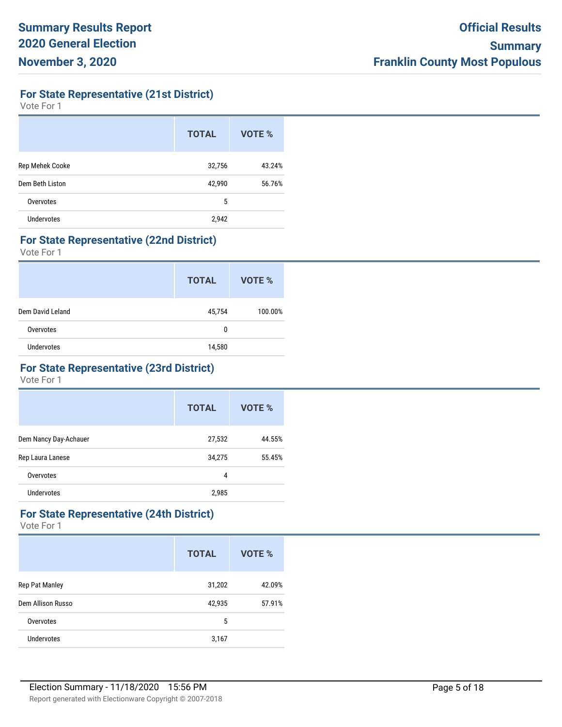# Summary Results Report
# 2020 General Election
# November 3, 2020

**Official Results**
**Summary**
**Franklin County Most Populous**

## For State Representative (21st District)

Vote For 1

| | TOTAL | VOTE % |
|---|---|---|
| Rep Mehek Cooke | 32,756 | 43.24% |
| Dem Beth Liston | 42,990 | 56.76% |
| Overvotes | 5 | |
| Undervotes | 2,942 | |

## For State Representative (22nd District)

Vote For 1

| | TOTAL | VOTE % |
|---|---|---|
| Dem David Leland | 45,754 | 100.00% |
| Overvotes | 0 | |
| Undervotes | 14,580 | |

## For State Representative (23rd District)

Vote For 1

| | TOTAL | VOTE % |
|---|---|---|
| Dem Nancy Day-Achauer | 27,532 | 44.55% |
| Rep Laura Lanese | 34,275 | 55.45% |
| Overvotes | 4 | |
| Undervotes | 2,985 | |

## For State Representative (24th District)

Vote For 1

| | TOTAL | VOTE % |
|---|---|---|
| Rep Pat Manley | 31,202 | 42.09% |
| Dem Allison Russo | 42,935 | 57.91% |
| Overvotes | 5 | |
| Undervotes | 3,167 | |

Election Summary - 11/18/2020 15:56 PM

Report generated with Electionware Copyright © 2007-2018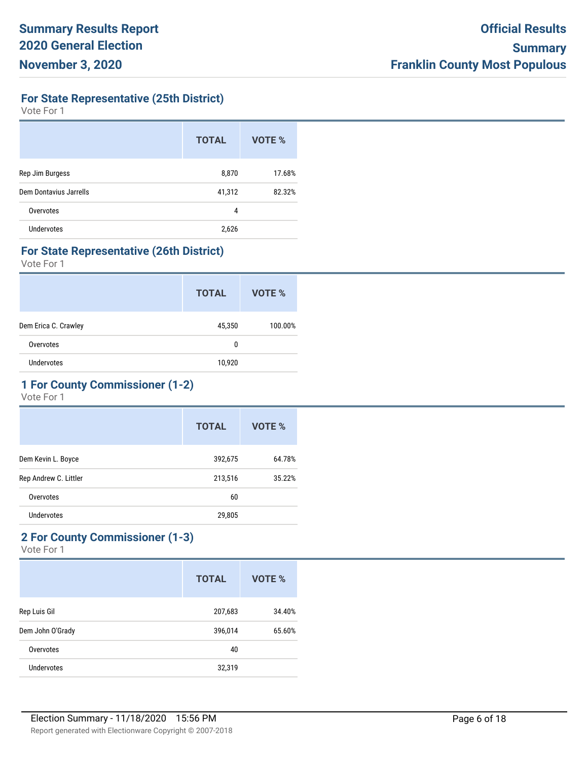## For State Representative (25th District)

Vote For 1

| | TOTAL | VOTE % |
|---|---|---|
| Rep Jim Burgess | 8,870 | 17.68% |
| Dem Dontavius Jarrells | 41,312 | 82.32% |
| Overvotes | 4 | |
| Undervotes | 2,626 | |

## For State Representative (26th District)

Vote For 1

| | TOTAL | VOTE % |
|---|---|---|
| Dem Erica C. Crawley | 45,350 | 100.00% |
| Overvotes | 0 | |
| Undervotes | 10,920 | |

## 1 For County Commissioner (1-2)

Vote For 1

| | TOTAL | VOTE % |
|---|---|---|
| Dem Kevin L. Boyce | 392,675 | 64.78% |
| Rep Andrew C. Littler | 213,516 | 35.22% |
| Overvotes | 60 | |
| Undervotes | 29,805 | |

## 2 For County Commissioner (1-3)

Vote For 1

| | TOTAL | VOTE % |
|---|---|---|
| Rep Luis Gil | 207,683 | 34.40% |
| Dem John O'Grady | 396,014 | 65.60% |
| Overvotes | 40 | |
| Undervotes | 32,319 | |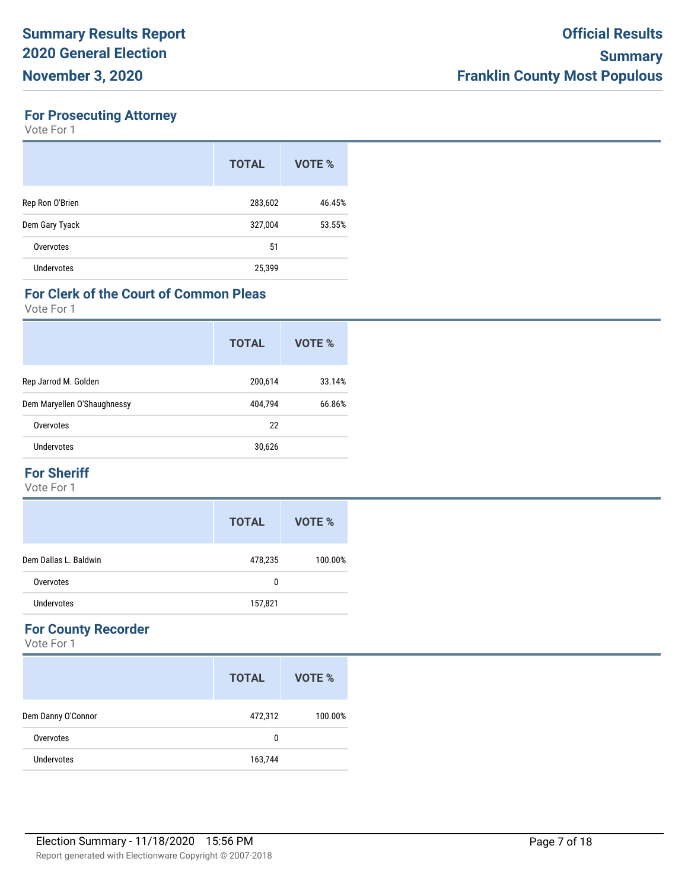## For Prosecuting Attorney

Vote For 1

| | TOTAL | VOTE % |
|---|---|---|
| Rep Ron O'Brien | 283,602 | 46.45% |
| Dem Gary Tyack | 327,004 | 53.55% |
| Overvotes | 51 | |
| Undervotes | 25,399 | |

## For Clerk of the Court of Common Pleas

Vote For 1

| | TOTAL | VOTE % |
|---|---|---|
| Rep Jarrod M. Golden | 200,614 | 33.14% |
| Dem Maryellen O'Shaughnessy | 404,794 | 66.86% |
| Overvotes | 22 | |
| Undervotes | 30,626 | |

## For Sheriff

Vote For 1

| | TOTAL | VOTE % |
|---|---|---|
| Dem Dallas L. Baldwin | 478,235 | 100.00% |
| Overvotes | 0 | |
| Undervotes | 157,821 | |

## For County Recorder

Vote For 1

| | TOTAL | VOTE % |
|---|---|---|
| Dem Danny O'Connor | 472,312 | 100.00% |
| Overvotes | 0 | |
| Undervotes | 163,744 | |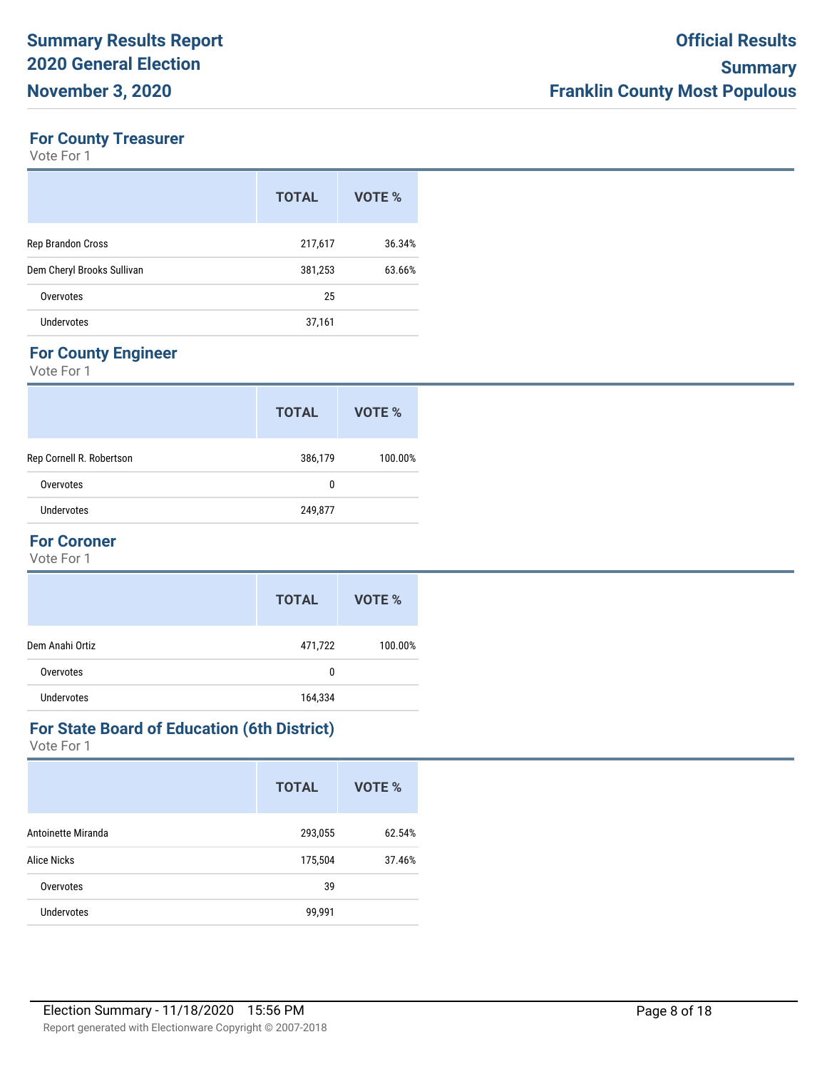## For County Treasurer

Vote For 1

| | TOTAL | VOTE % |
|---|---|---|
| Rep Brandon Cross | 217,617 | 36.34% |
| Dem Cheryl Brooks Sullivan | 381,253 | 63.66% |
| Overvotes | 25 | |
| Undervotes | 37,161 | |

## For County Engineer

Vote For 1

| | TOTAL | VOTE % |
|---|---|---|
| Rep Cornell R. Robertson | 386,179 | 100.00% |
| Overvotes | 0 | |
| Undervotes | 249,877 | |

## For Coroner

Vote For 1

| | TOTAL | VOTE % |
|---|---|---|
| Dem Anahi Ortiz | 471,722 | 100.00% |
| Overvotes | 0 | |
| Undervotes | 164,334 | |

## For State Board of Education (6th District)

Vote For 1

| | TOTAL | VOTE % |
|---|---|---|
| Antoinette Miranda | 293,055 | 62.54% |
| Alice Nicks | 175,504 | 37.46% |
| Overvotes | 39 | |
| Undervotes | 99,991 | |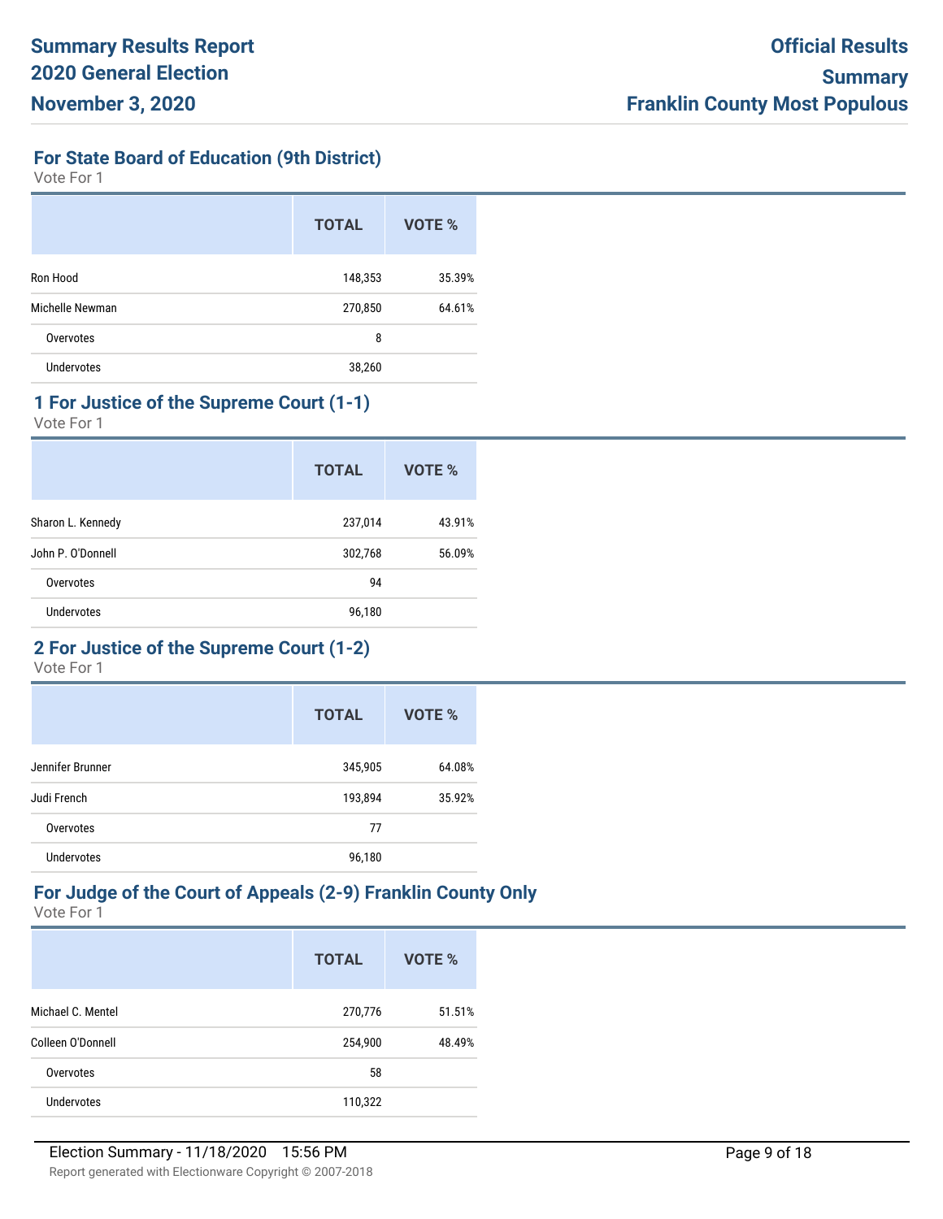# Summary Results Report 2020 General Election November 3, 2020

**Official Results**
**Summary**
**Franklin County Most Populous**

## For State Board of Education (9th District)

Vote For 1

| | TOTAL | VOTE % |
|---|---|---|
| Ron Hood | 148,353 | 35.39% |
| Michelle Newman | 270,850 | 64.61% |
| Overvotes | 8 | |
| Undervotes | 38,260 | |

## 1 For Justice of the Supreme Court (1-1)

Vote For 1

| | TOTAL | VOTE % |
|---|---|---|
| Sharon L. Kennedy | 237,014 | 43.91% |
| John P. O'Donnell | 302,768 | 56.09% |
| Overvotes | 94 | |
| Undervotes | 96,180 | |

## 2 For Justice of the Supreme Court (1-2)

Vote For 1

| | TOTAL | VOTE % |
|---|---|---|
| Jennifer Brunner | 345,905 | 64.08% |
| Judi French | 193,894 | 35.92% |
| Overvotes | 77 | |
| Undervotes | 96,180 | |

## For Judge of the Court of Appeals (2-9) Franklin County Only

Vote For 1

| | TOTAL | VOTE % |
|---|---|---|
| Michael C. Mentel | 270,776 | 51.51% |
| Colleen O'Donnell | 254,900 | 48.49% |
| Overvotes | 58 | |
| Undervotes | 110,322 | |

Election Summary - 11/18/2020 15:56 PM

Report generated with Electionware Copyright © 2007-2018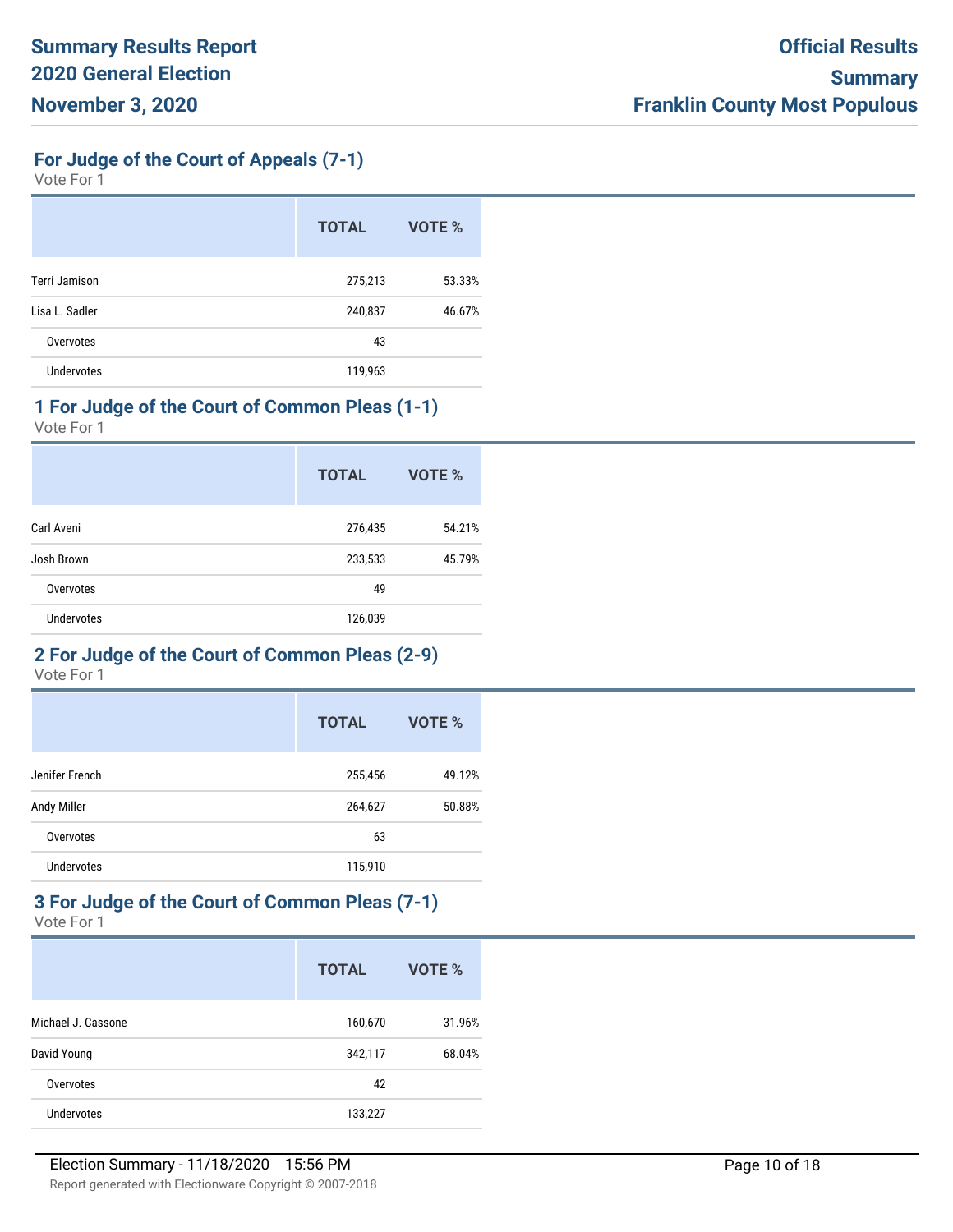## For Judge of the Court of Appeals (7-1)

Vote For 1

| | TOTAL | VOTE % |
|---|---|---|
| Terri Jamison | 275,213 | 53.33% |
| Lisa L. Sadler | 240,837 | 46.67% |
| Overvotes | 43 | |
| Undervotes | 119,963 | |

## 1 For Judge of the Court of Common Pleas (1-1)

Vote For 1

| | TOTAL | VOTE % |
|---|---|---|
| Carl Aveni | 276,435 | 54.21% |
| Josh Brown | 233,533 | 45.79% |
| Overvotes | 49 | |
| Undervotes | 126,039 | |

## 2 For Judge of the Court of Common Pleas (2-9)

Vote For 1

| | TOTAL | VOTE % |
|---|---|---|
| Jenifer French | 255,456 | 49.12% |
| Andy Miller | 264,627 | 50.88% |
| Overvotes | 63 | |
| Undervotes | 115,910 | |

## 3 For Judge of the Court of Common Pleas (7-1)

Vote For 1

| | TOTAL | VOTE % |
|---|---|---|
| Michael J. Cassone | 160,670 | 31.96% |
| David Young | 342,117 | 68.04% |
| Overvotes | 42 | |
| Undervotes | 133,227 | |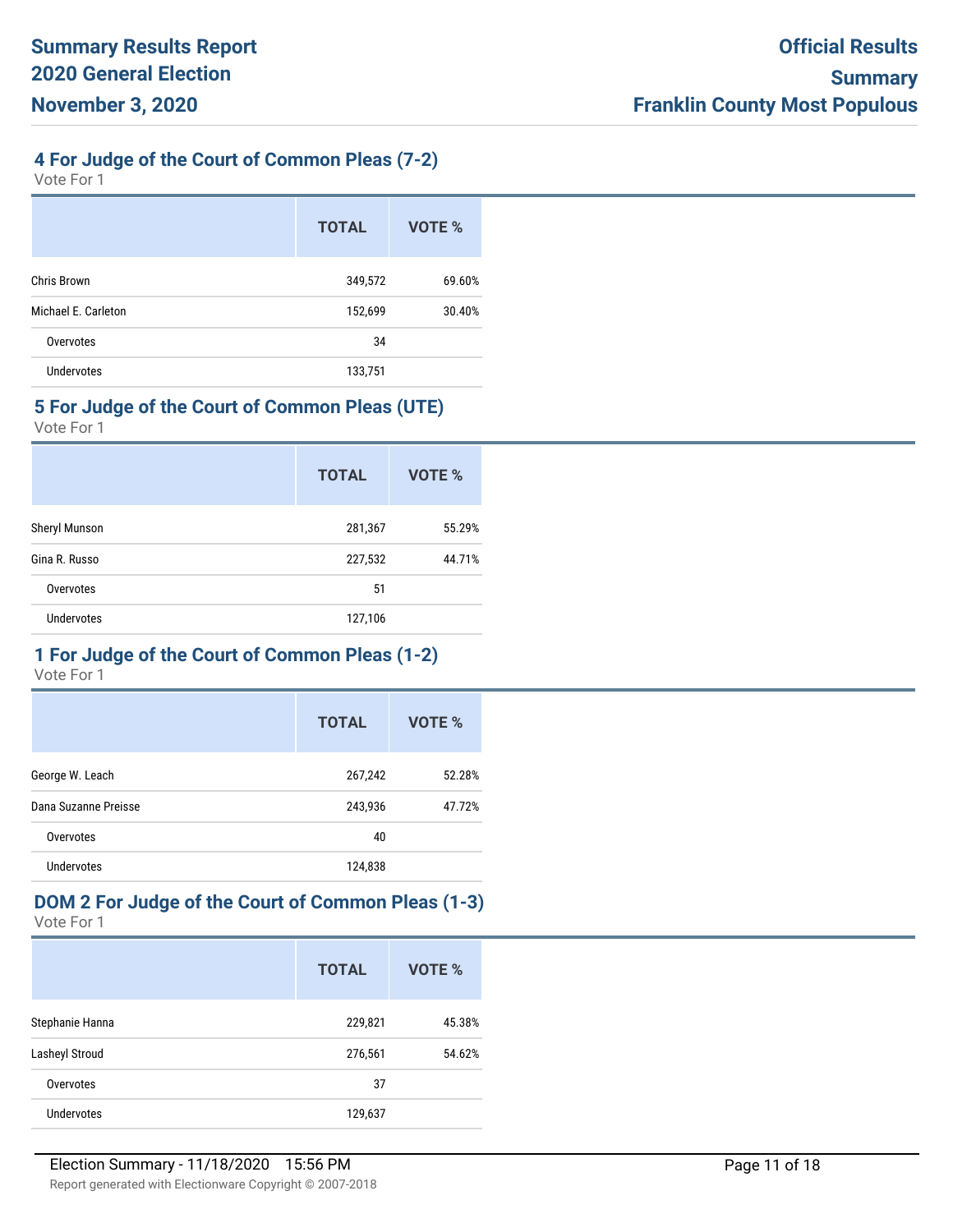## 4 For Judge of the Court of Common Pleas (7-2)

Vote For 1

| | TOTAL | VOTE % |
|---|---|---|
| Chris Brown | 349,572 | 69.60% |
| Michael E. Carleton | 152,699 | 30.40% |
| Overvotes | 34 | |
| Undervotes | 133,751 | |

## 5 For Judge of the Court of Common Pleas (UTE)

Vote For 1

| | TOTAL | VOTE % |
|---|---|---|
| Sheryl Munson | 281,367 | 55.29% |
| Gina R. Russo | 227,532 | 44.71% |
| Overvotes | 51 | |
| Undervotes | 127,106 | |

## 1 For Judge of the Court of Common Pleas (1-2)

Vote For 1

| | TOTAL | VOTE % |
|---|---|---|
| George W. Leach | 267,242 | 52.28% |
| Dana Suzanne Preisse | 243,936 | 47.72% |
| Overvotes | 40 | |
| Undervotes | 124,838 | |

## DOM 2 For Judge of the Court of Common Pleas (1-3)

Vote For 1

| | TOTAL | VOTE % |
|---|---|---|
| Stephanie Hanna | 229,821 | 45.38% |
| Lasheyl Stroud | 276,561 | 54.62% |
| Overvotes | 37 | |
| Undervotes | 129,637 | |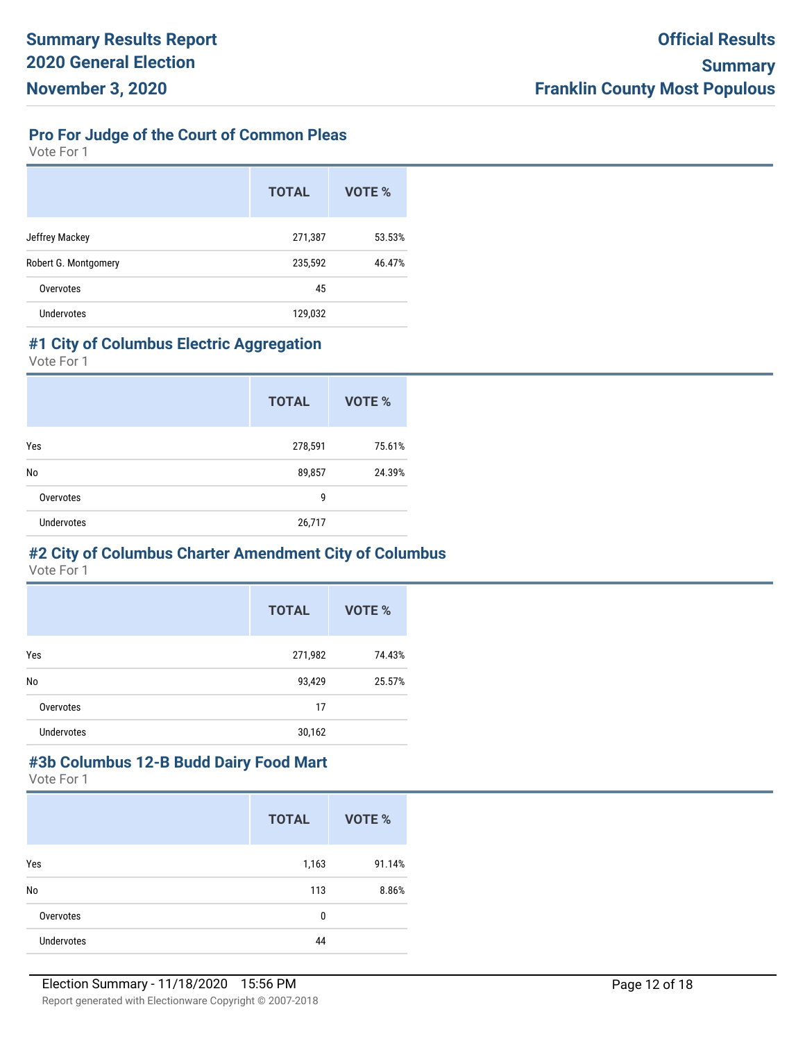## Pro For Judge of the Court of Common Pleas

Vote For 1

| | TOTAL | VOTE % |
|---|---|---|
| Jeffrey Mackey | 271,387 | 53.53% |
| Robert G. Montgomery | 235,592 | 46.47% |
| Overvotes | 45 | |
| Undervotes | 129,032 | |

## #1 City of Columbus Electric Aggregation

Vote For 1

| | TOTAL | VOTE % |
|---|---|---|
| Yes | 278,591 | 75.61% |
| No | 89,857 | 24.39% |
| Overvotes | 9 | |
| Undervotes | 26,717 | |

## #2 City of Columbus Charter Amendment City of Columbus

Vote For 1

| | TOTAL | VOTE % |
|---|---|---|
| Yes | 271,982 | 74.43% |
| No | 93,429 | 25.57% |
| Overvotes | 17 | |
| Undervotes | 30,162 | |

## #3b Columbus 12-B Budd Dairy Food Mart

Vote For 1

| | TOTAL | VOTE % |
|---|---|---|
| Yes | 1,163 | 91.14% |
| No | 113 | 8.86% |
| Overvotes | 0 | |
| Undervotes | 44 | |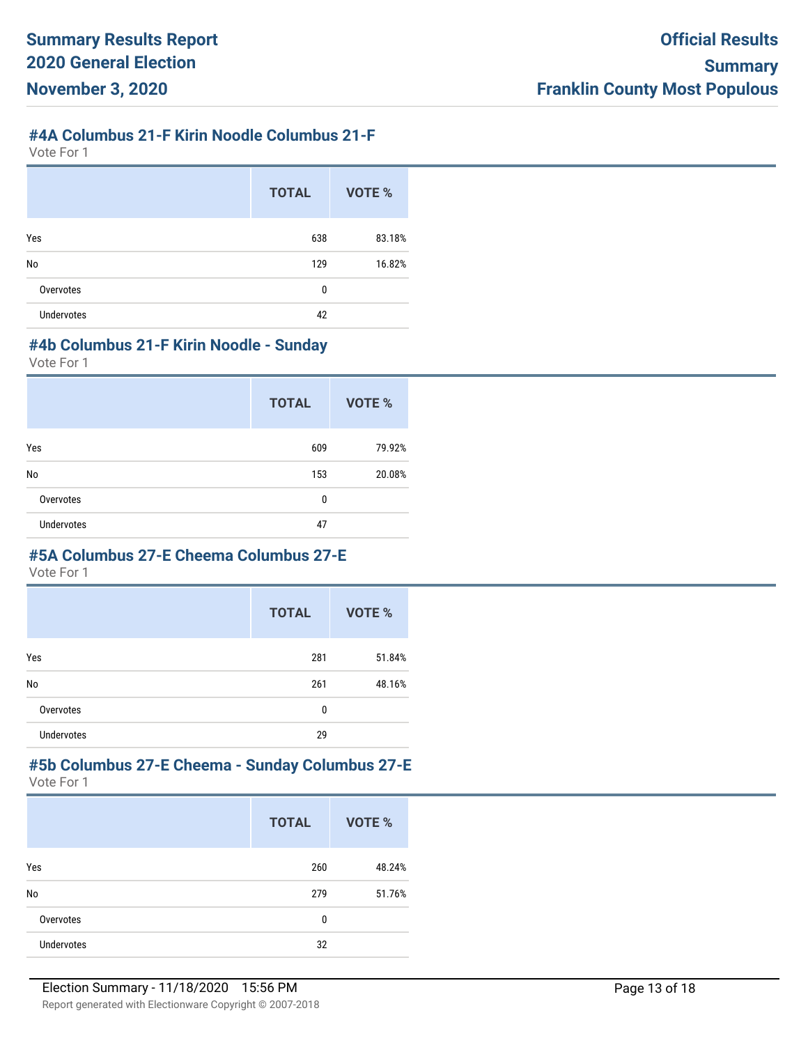### #4A Columbus 21-F Kirin Noodle Columbus 21-F

Vote For 1

| | TOTAL | VOTE % |
|---|---|---|
| Yes | 638 | 83.18% |
| No | 129 | 16.82% |
| Overvotes | 0 | |
| Undervotes | 42 | |

### #4b Columbus 21-F Kirin Noodle - Sunday

Vote For 1

| | TOTAL | VOTE % |
|---|---|---|
| Yes | 609 | 79.92% |
| No | 153 | 20.08% |
| Overvotes | 0 | |
| Undervotes | 47 | |

### #5A Columbus 27-E Cheema Columbus 27-E

Vote For 1

| | TOTAL | VOTE % |
|---|---|---|
| Yes | 281 | 51.84% |
| No | 261 | 48.16% |
| Overvotes | 0 | |
| Undervotes | 29 | |

### #5b Columbus 27-E Cheema - Sunday Columbus 27-E

Vote For 1

| | TOTAL | VOTE % |
|---|---|---|
| Yes | 260 | 48.24% |
| No | 279 | 51.76% |
| Overvotes | 0 | |
| Undervotes | 32 | |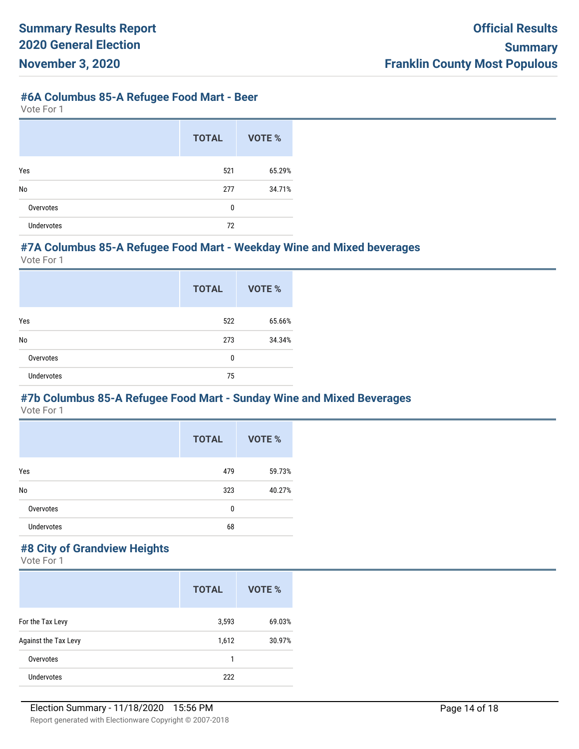### #6A Columbus 85-A Refugee Food Mart - Beer

Vote For 1

| | TOTAL | VOTE % |
|---|---|---|
| Yes | 521 | 65.29% |
| No | 277 | 34.71% |
| Overvotes | 0 | |
| Undervotes | 72 | |

### #7A Columbus 85-A Refugee Food Mart - Weekday Wine and Mixed beverages

Vote For 1

| | TOTAL | VOTE % |
|---|---|---|
| Yes | 522 | 65.66% |
| No | 273 | 34.34% |
| Overvotes | 0 | |
| Undervotes | 75 | |

### #7b Columbus 85-A Refugee Food Mart - Sunday Wine and Mixed Beverages

Vote For 1

| | TOTAL | VOTE % |
|---|---|---|
| Yes | 479 | 59.73% |
| No | 323 | 40.27% |
| Overvotes | 0 | |
| Undervotes | 68 | |

### #8 City of Grandview Heights

Vote For 1

| | TOTAL | VOTE % |
|---|---|---|
| For the Tax Levy | 3,593 | 69.03% |
| Against the Tax Levy | 1,612 | 30.97% |
| Overvotes | 1 | |
| Undervotes | 222 | |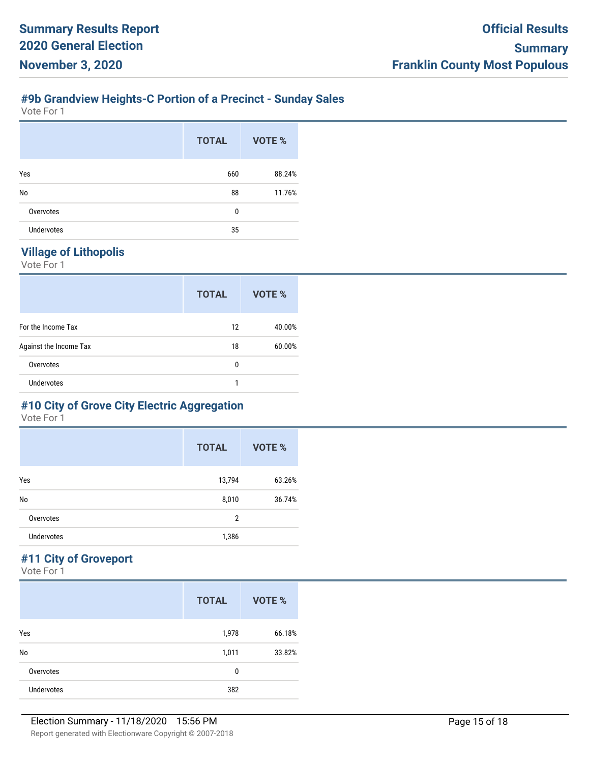## #9b Grandview Heights-C Portion of a Precinct - Sunday Sales

Vote For 1

| | TOTAL | VOTE % |
|---|---|---|
| Yes | 660 | 88.24% |
| No | 88 | 11.76% |
| Overvotes | 0 | |
| Undervotes | 35 | |

## Village of Lithopolis

Vote For 1

| | TOTAL | VOTE % |
|---|---|---|
| For the Income Tax | 12 | 40.00% |
| Against the Income Tax | 18 | 60.00% |
| Overvotes | 0 | |
| Undervotes | 1 | |

## #10 City of Grove City Electric Aggregation

Vote For 1

| | TOTAL | VOTE % |
|---|---|---|
| Yes | 13,794 | 63.26% |
| No | 8,010 | 36.74% |
| Overvotes | 2 | |
| Undervotes | 1,386 | |

## #11 City of Groveport

Vote For 1

| | TOTAL | VOTE % |
|---|---|---|
| Yes | 1,978 | 66.18% |
| No | 1,011 | 33.82% |
| Overvotes | 0 | |
| Undervotes | 382 | |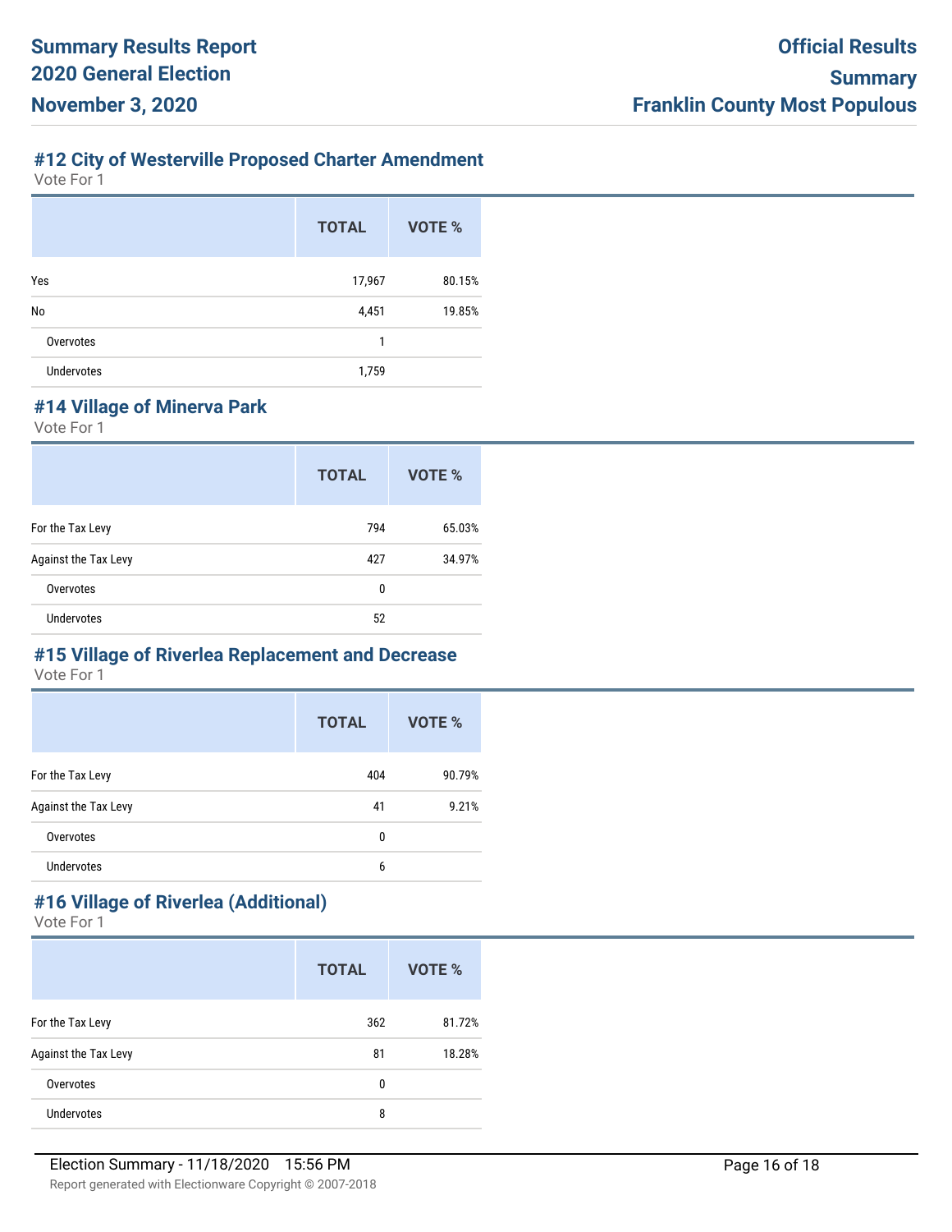## #12 City of Westerville Proposed Charter Amendment

Vote For 1

| | TOTAL | VOTE % |
|---|---|---|
| Yes | 17,967 | 80.15% |
| No | 4,451 | 19.85% |
| Overvotes | 1 | |
| Undervotes | 1,759 | |

## #14 Village of Minerva Park

Vote For 1

| | TOTAL | VOTE % |
|---|---|---|
| For the Tax Levy | 794 | 65.03% |
| Against the Tax Levy | 427 | 34.97% |
| Overvotes | 0 | |
| Undervotes | 52 | |

## #15 Village of Riverlea Replacement and Decrease

Vote For 1

| | TOTAL | VOTE % |
|---|---|---|
| For the Tax Levy | 404 | 90.79% |
| Against the Tax Levy | 41 | 9.21% |
| Overvotes | 0 | |
| Undervotes | 6 | |

## #16 Village of Riverlea (Additional)

Vote For 1

| | TOTAL | VOTE % |
|---|---|---|
| For the Tax Levy | 362 | 81.72% |
| Against the Tax Levy | 81 | 18.28% |
| Overvotes | 0 | |
| Undervotes | 8 | |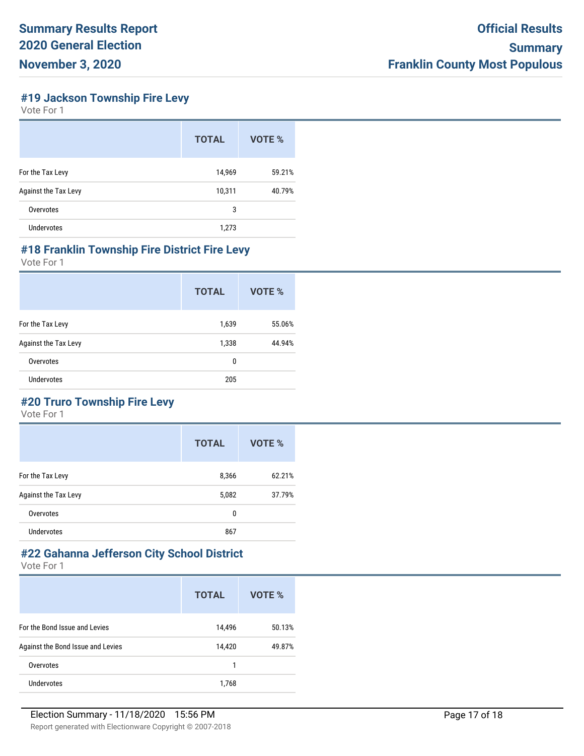## #19 Jackson Township Fire Levy

Vote For 1

| | TOTAL | VOTE % |
|---|---|---|
| For the Tax Levy | 14,969 | 59.21% |
| Against the Tax Levy | 10,311 | 40.79% |
| Overvotes | 3 | |
| Undervotes | 1,273 | |

## #18 Franklin Township Fire District Fire Levy

Vote For 1

| | TOTAL | VOTE % |
|---|---|---|
| For the Tax Levy | 1,639 | 55.06% |
| Against the Tax Levy | 1,338 | 44.94% |
| Overvotes | 0 | |
| Undervotes | 205 | |

## #20 Truro Township Fire Levy

Vote For 1

| | TOTAL | VOTE % |
|---|---|---|
| For the Tax Levy | 8,366 | 62.21% |
| Against the Tax Levy | 5,082 | 37.79% |
| Overvotes | 0 | |
| Undervotes | 867 | |

## #22 Gahanna Jefferson City School District

Vote For 1

| | TOTAL | VOTE % |
|---|---|---|
| For the Bond Issue and Levies | 14,496 | 50.13% |
| Against the Bond Issue and Levies | 14,420 | 49.87% |
| Overvotes | 1 | |
| Undervotes | 1,768 | |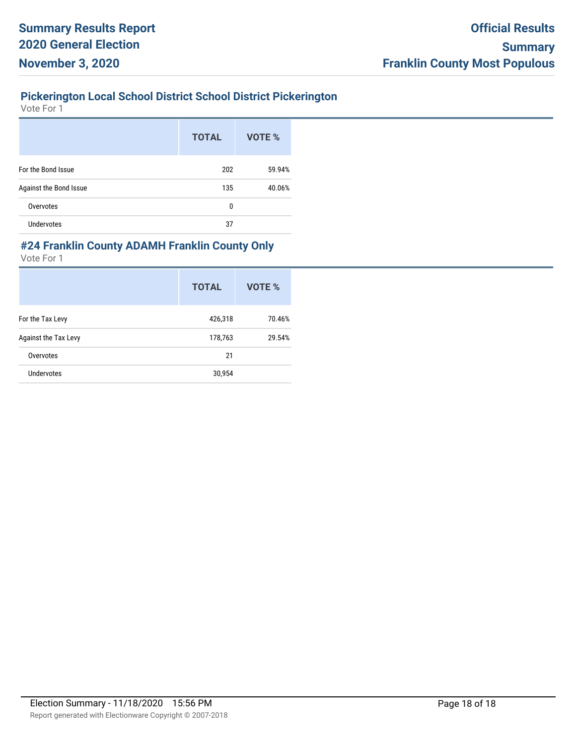## Pickerington Local School District School District Pickerington

Vote For 1

| | TOTAL | VOTE % |
|---|---|---|
| For the Bond Issue | 202 | 59.94% |
| Against the Bond Issue | 135 | 40.06% |
| Overvotes | 0 | |
| Undervotes | 37 | |

## #24 Franklin County ADAMH Franklin County Only

Vote For 1

| | TOTAL | VOTE % |
|---|---|---|
| For the Tax Levy | 426,318 | 70.46% |
| Against the Tax Levy | 178,763 | 29.54% |
| Overvotes | 21 | |
| Undervotes | 30,954 | |